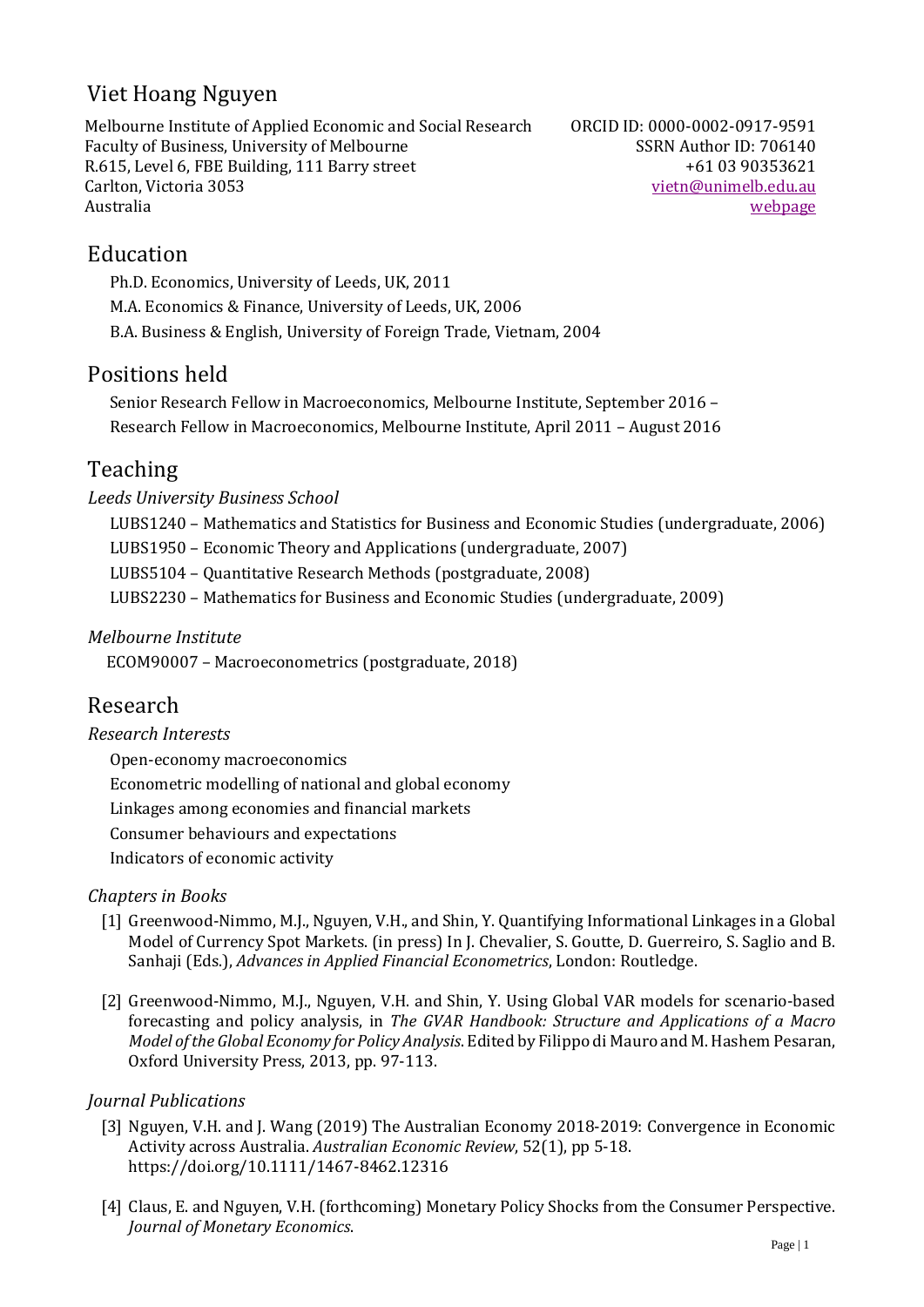# Viet Hoang Nguyen

Melbourne Institute of Applied Economic and Social Research
Faculty of Business, University of Melbourne
R.615, Level 6, FBE Building, 111 Barry street
Carlton, Victoria 3053
Australia

ORCID ID: 0000-0002-0917-9591
SSRN Author ID: 706140
+61 03 90353621
[vietn@unimelb.edu.au](mailto:vietn@unimelb.edu.au)
webpage

## Education

Ph.D. Economics, University of Leeds, UK, 2011

M.A. Economics & Finance, University of Leeds, UK, 2006

B.A. Business & English, University of Foreign Trade, Vietnam, 2004

## Positions held

Senior Research Fellow in Macroeconomics, Melbourne Institute, September 2016 –

Research Fellow in Macroeconomics, Melbourne Institute, April 2011 – August 2016

## Teaching

*Leeds University Business School*

LUBS1240 – Mathematics and Statistics for Business and Economic Studies (undergraduate, 2006)

LUBS1950 – Economic Theory and Applications (undergraduate, 2007)

LUBS5104 – Quantitative Research Methods (postgraduate, 2008)

LUBS2230 – Mathematics for Business and Economic Studies (undergraduate, 2009)

*Melbourne Institute*

ECOM90007 – Macroeconometrics (postgraduate, 2018)

## Research

*Research Interests*

Open-economy macroeconomics

Econometric modelling of national and global economy

Linkages among economies and financial markets

Consumer behaviours and expectations

Indicators of economic activity

*Chapters in Books*

[1] Greenwood-Nimmo, M.J., Nguyen, V.H., and Shin, Y. Quantifying Informational Linkages in a Global Model of Currency Spot Markets. (in press) In J. Chevalier, S. Goutte, D. Guerreiro, S. Saglio and B. Sanhaji (Eds.), *Advances in Applied Financial Econometrics*, London: Routledge.

[2] Greenwood-Nimmo, M.J., Nguyen, V.H. and Shin, Y. Using Global VAR models for scenario-based forecasting and policy analysis, in *The GVAR Handbook: Structure and Applications of a Macro Model of the Global Economy for Policy Analysis*. Edited by Filippo di Mauro and M. Hashem Pesaran, Oxford University Press, 2013, pp. 97-113.

*Journal Publications*

[3] Nguyen, V.H. and J. Wang (2019) The Australian Economy 2018-2019: Convergence in Economic Activity across Australia. *Australian Economic Review*, 52(1), pp 5-18. https://doi.org/10.1111/1467-8462.12316

[4] Claus, E. and Nguyen, V.H. (forthcoming) Monetary Policy Shocks from the Consumer Perspective. *Journal of Monetary Economics*.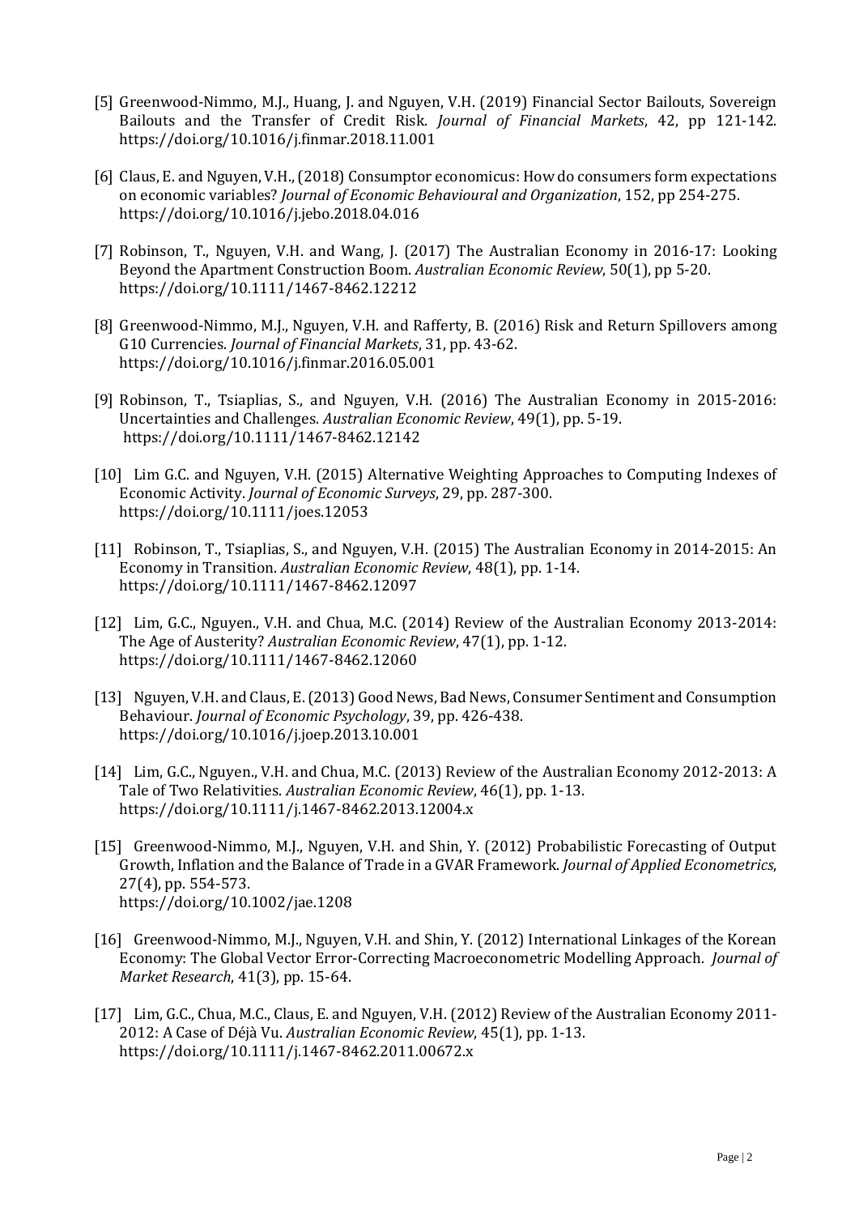[5] Greenwood-Nimmo, M.J., Huang, J. and Nguyen, V.H. (2019) Financial Sector Bailouts, Sovereign Bailouts and the Transfer of Credit Risk. *Journal of Financial Markets*, 42, pp 121-142. https://doi.org/10.1016/j.finmar.2018.11.001

[6] Claus, E. and Nguyen, V.H., (2018) Consumptor economicus: How do consumers form expectations on economic variables? *Journal of Economic Behavioural and Organization*, 152, pp 254-275. https://doi.org/10.1016/j.jebo.2018.04.016

[7] Robinson, T., Nguyen, V.H. and Wang, J. (2017) The Australian Economy in 2016-17: Looking Beyond the Apartment Construction Boom. *Australian Economic Review*, 50(1), pp 5-20. https://doi.org/10.1111/1467-8462.12212

[8] Greenwood-Nimmo, M.J., Nguyen, V.H. and Rafferty, B. (2016) Risk and Return Spillovers among G10 Currencies. *Journal of Financial Markets*, 31, pp. 43-62. https://doi.org/10.1016/j.finmar.2016.05.001

[9] Robinson, T., Tsiaplias, S., and Nguyen, V.H. (2016) The Australian Economy in 2015-2016: Uncertainties and Challenges. *Australian Economic Review*, 49(1), pp. 5-19. https://doi.org/10.1111/1467-8462.12142

[10] Lim G.C. and Nguyen, V.H. (2015) Alternative Weighting Approaches to Computing Indexes of Economic Activity. *Journal of Economic Surveys*, 29, pp. 287-300. https://doi.org/10.1111/joes.12053

[11] Robinson, T., Tsiaplias, S., and Nguyen, V.H. (2015) The Australian Economy in 2014-2015: An Economy in Transition. *Australian Economic Review*, 48(1), pp. 1-14. https://doi.org/10.1111/1467-8462.12097

[12] Lim, G.C., Nguyen., V.H. and Chua, M.C. (2014) Review of the Australian Economy 2013-2014: The Age of Austerity? *Australian Economic Review*, 47(1), pp. 1-12. https://doi.org/10.1111/1467-8462.12060

[13] Nguyen, V.H. and Claus, E. (2013) Good News, Bad News, Consumer Sentiment and Consumption Behaviour. *Journal of Economic Psychology*, 39, pp. 426-438. https://doi.org/10.1016/j.joep.2013.10.001

[14] Lim, G.C., Nguyen., V.H. and Chua, M.C. (2013) Review of the Australian Economy 2012-2013: A Tale of Two Relativities. *Australian Economic Review*, 46(1), pp. 1-13. https://doi.org/10.1111/j.1467-8462.2013.12004.x

[15] Greenwood-Nimmo, M.J., Nguyen, V.H. and Shin, Y. (2012) Probabilistic Forecasting of Output Growth, Inflation and the Balance of Trade in a GVAR Framework. *Journal of Applied Econometrics*, 27(4), pp. 554-573. https://doi.org/10.1002/jae.1208

[16] Greenwood-Nimmo, M.J., Nguyen, V.H. and Shin, Y. (2012) International Linkages of the Korean Economy: The Global Vector Error-Correcting Macroeconometric Modelling Approach. *Journal of Market Research*, 41(3), pp. 15-64.

[17] Lim, G.C., Chua, M.C., Claus, E. and Nguyen, V.H. (2012) Review of the Australian Economy 2011-2012: A Case of Déjà Vu. *Australian Economic Review*, 45(1), pp. 1-13. https://doi.org/10.1111/j.1467-8462.2011.00672.x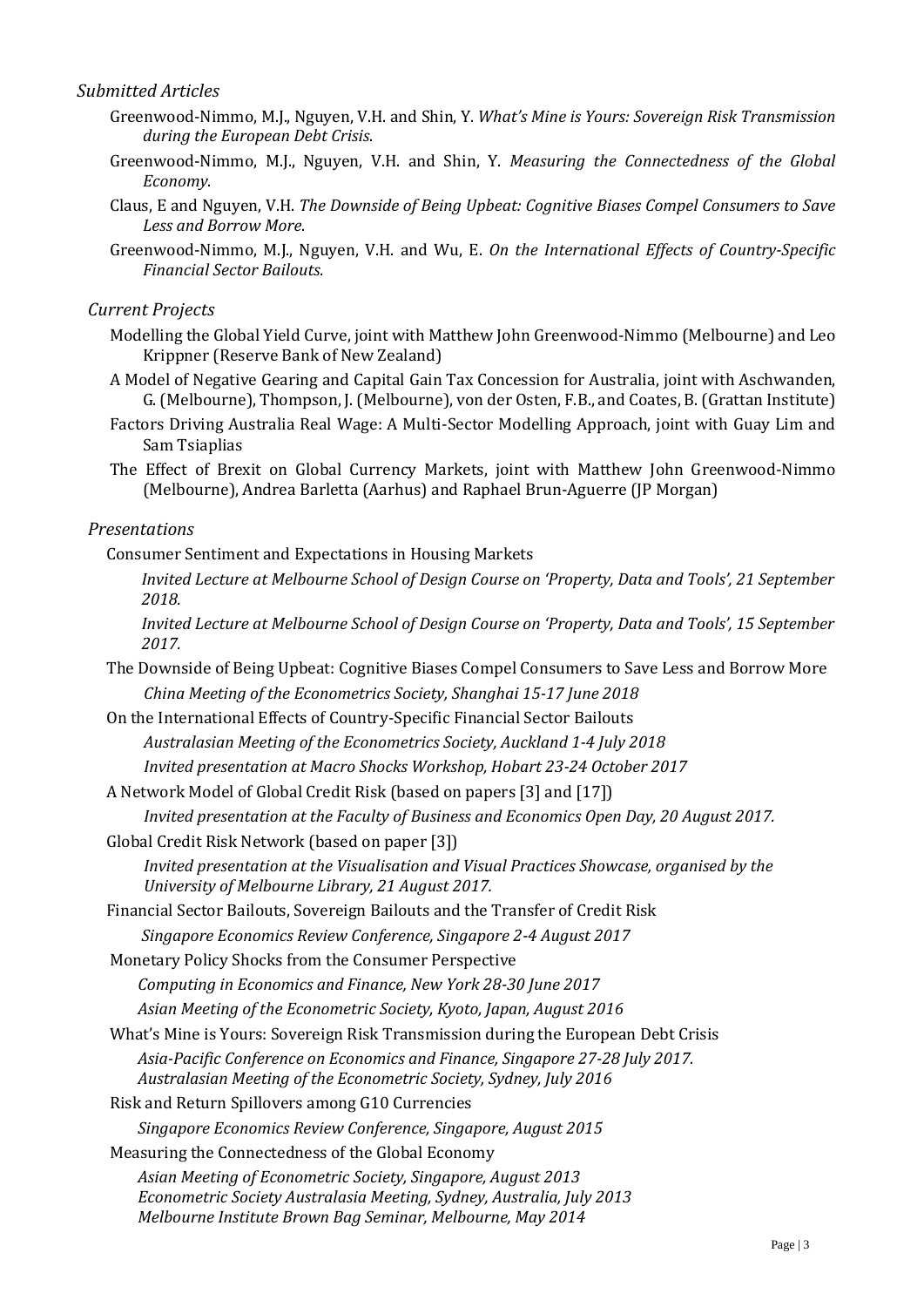### *Submitted Articles*

Greenwood-Nimmo, M.J., Nguyen, V.H. and Shin, Y. *What's Mine is Yours: Sovereign Risk Transmission during the European Debt Crisis*.

Greenwood-Nimmo, M.J., Nguyen, V.H. and Shin, Y. *Measuring the Connectedness of the Global Economy*.

Claus, E and Nguyen, V.H. *The Downside of Being Upbeat: Cognitive Biases Compel Consumers to Save Less and Borrow More*.

Greenwood-Nimmo, M.J., Nguyen, V.H. and Wu, E. *On the International Effects of Country-Specific Financial Sector Bailouts.*

### *Current Projects*

Modelling the Global Yield Curve, joint with Matthew John Greenwood-Nimmo (Melbourne) and Leo Krippner (Reserve Bank of New Zealand)

A Model of Negative Gearing and Capital Gain Tax Concession for Australia, joint with Aschwanden, G. (Melbourne), Thompson, J. (Melbourne), von der Osten, F.B., and Coates, B. (Grattan Institute)

Factors Driving Australia Real Wage: A Multi-Sector Modelling Approach, joint with Guay Lim and Sam Tsiaplias

The Effect of Brexit on Global Currency Markets, joint with Matthew John Greenwood-Nimmo (Melbourne), Andrea Barletta (Aarhus) and Raphael Brun-Aguerre (JP Morgan)

### *Presentations*

Consumer Sentiment and Expectations in Housing Markets

*Invited Lecture at Melbourne School of Design Course on 'Property, Data and Tools', 21 September 2018.*

*Invited Lecture at Melbourne School of Design Course on 'Property, Data and Tools', 15 September 2017.*

The Downside of Being Upbeat: Cognitive Biases Compel Consumers to Save Less and Borrow More

*China Meeting of the Econometrics Society, Shanghai 15-17 June 2018*

On the International Effects of Country-Specific Financial Sector Bailouts

*Australasian Meeting of the Econometrics Society, Auckland 1-4 July 2018*

*Invited presentation at Macro Shocks Workshop, Hobart 23-24 October 2017*

A Network Model of Global Credit Risk (based on papers [3] and [17])

*Invited presentation at the Faculty of Business and Economics Open Day, 20 August 2017.*

Global Credit Risk Network (based on paper [3])

*Invited presentation at the Visualisation and Visual Practices Showcase, organised by the University of Melbourne Library, 21 August 2017.*

Financial Sector Bailouts, Sovereign Bailouts and the Transfer of Credit Risk

*Singapore Economics Review Conference, Singapore 2-4 August 2017*

Monetary Policy Shocks from the Consumer Perspective

*Computing in Economics and Finance, New York 28-30 June 2017*

*Asian Meeting of the Econometric Society, Kyoto, Japan, August 2016*

What's Mine is Yours: Sovereign Risk Transmission during the European Debt Crisis

*Asia-Pacific Conference on Economics and Finance, Singapore 27-28 July 2017.*

*Australasian Meeting of the Econometric Society, Sydney, July 2016*

Risk and Return Spillovers among G10 Currencies

*Singapore Economics Review Conference, Singapore, August 2015*

Measuring the Connectedness of the Global Economy

*Asian Meeting of Econometric Society, Singapore, August 2013*

*Econometric Society Australasia Meeting, Sydney, Australia, July 2013*

*Melbourne Institute Brown Bag Seminar, Melbourne, May 2014*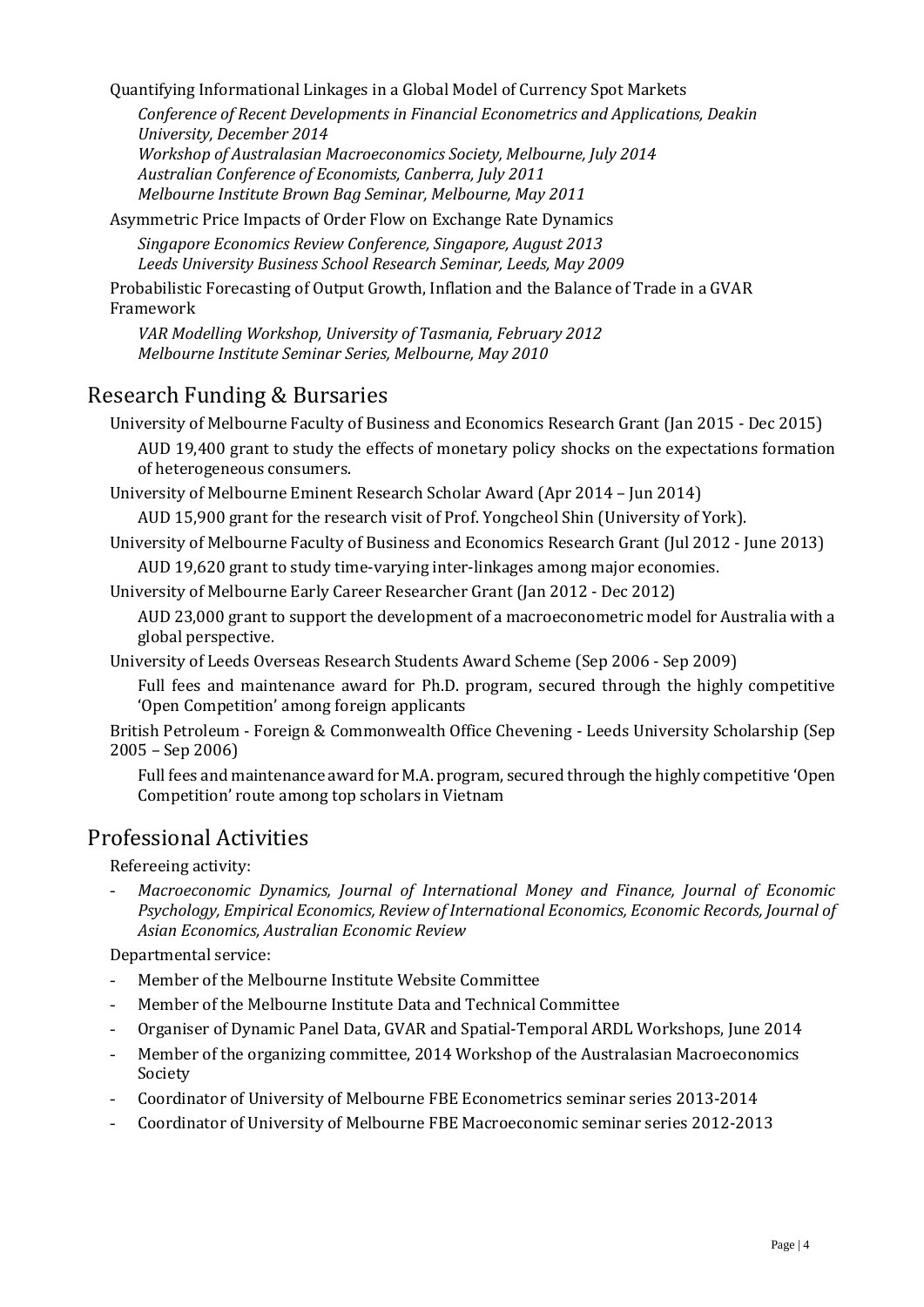Quantifying Informational Linkages in a Global Model of Currency Spot Markets

*Conference of Recent Developments in Financial Econometrics and Applications, Deakin University, December 2014*
*Workshop of Australasian Macroeconomics Society, Melbourne, July 2014*
*Australian Conference of Economists, Canberra, July 2011*
*Melbourne Institute Brown Bag Seminar, Melbourne, May 2011*

Asymmetric Price Impacts of Order Flow on Exchange Rate Dynamics

*Singapore Economics Review Conference, Singapore, August 2013*
*Leeds University Business School Research Seminar, Leeds, May 2009*

Probabilistic Forecasting of Output Growth, Inflation and the Balance of Trade in a GVAR Framework

*VAR Modelling Workshop, University of Tasmania, February 2012*
*Melbourne Institute Seminar Series, Melbourne, May 2010*

## Research Funding & Bursaries

University of Melbourne Faculty of Business and Economics Research Grant (Jan 2015 - Dec 2015)

AUD 19,400 grant to study the effects of monetary policy shocks on the expectations formation of heterogeneous consumers.

University of Melbourne Eminent Research Scholar Award (Apr 2014 – Jun 2014)

AUD 15,900 grant for the research visit of Prof. Yongcheol Shin (University of York).

University of Melbourne Faculty of Business and Economics Research Grant (Jul 2012 - June 2013)

AUD 19,620 grant to study time-varying inter-linkages among major economies.

University of Melbourne Early Career Researcher Grant (Jan 2012 - Dec 2012)

AUD 23,000 grant to support the development of a macroeconometric model for Australia with a global perspective.

University of Leeds Overseas Research Students Award Scheme (Sep 2006 - Sep 2009)

Full fees and maintenance award for Ph.D. program, secured through the highly competitive 'Open Competition' among foreign applicants

British Petroleum - Foreign & Commonwealth Office Chevening - Leeds University Scholarship (Sep 2005 – Sep 2006)

Full fees and maintenance award for M.A. program, secured through the highly competitive 'Open Competition' route among top scholars in Vietnam

## Professional Activities

Refereeing activity:

- *Macroeconomic Dynamics, Journal of International Money and Finance, Journal of Economic Psychology, Empirical Economics, Review of International Economics, Economic Records, Journal of Asian Economics, Australian Economic Review*

Departmental service:

- Member of the Melbourne Institute Website Committee
- Member of the Melbourne Institute Data and Technical Committee
- Organiser of Dynamic Panel Data, GVAR and Spatial-Temporal ARDL Workshops, June 2014
- Member of the organizing committee, 2014 Workshop of the Australasian Macroeconomics Society
- Coordinator of University of Melbourne FBE Econometrics seminar series 2013-2014
- Coordinator of University of Melbourne FBE Macroeconomic seminar series 2012-2013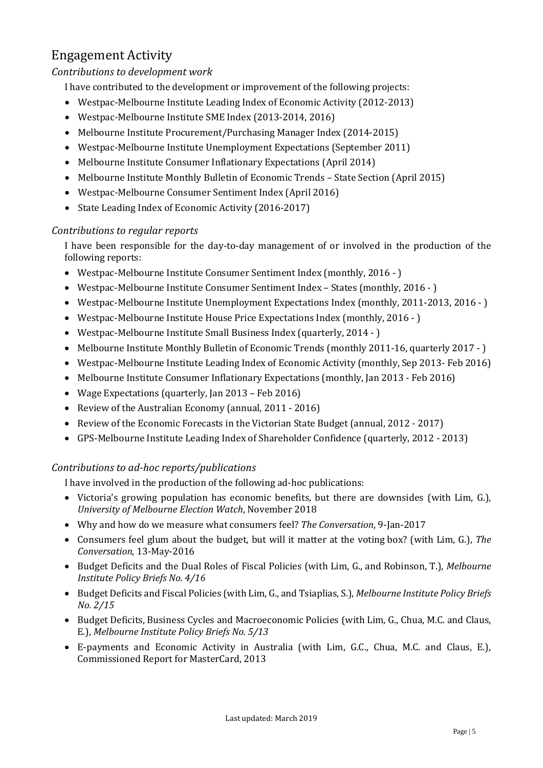# Engagement Activity

## *Contributions to development work*

I have contributed to the development or improvement of the following projects:

- Westpac-Melbourne Institute Leading Index of Economic Activity (2012-2013)
- Westpac-Melbourne Institute SME Index (2013-2014, 2016)
- Melbourne Institute Procurement/Purchasing Manager Index (2014-2015)
- Westpac-Melbourne Institute Unemployment Expectations (September 2011)
- Melbourne Institute Consumer Inflationary Expectations (April 2014)
- Melbourne Institute Monthly Bulletin of Economic Trends – State Section (April 2015)
- Westpac-Melbourne Consumer Sentiment Index (April 2016)
- State Leading Index of Economic Activity (2016-2017)

## *Contributions to regular reports*

I have been responsible for the day-to-day management of or involved in the production of the following reports:

- Westpac-Melbourne Institute Consumer Sentiment Index (monthly, 2016 - )
- Westpac-Melbourne Institute Consumer Sentiment Index – States (monthly, 2016 - )
- Westpac-Melbourne Institute Unemployment Expectations Index (monthly, 2011-2013, 2016 - )
- Westpac-Melbourne Institute House Price Expectations Index (monthly, 2016 - )
- Westpac-Melbourne Institute Small Business Index (quarterly, 2014 - )
- Melbourne Institute Monthly Bulletin of Economic Trends (monthly 2011-16, quarterly 2017 - )
- Westpac-Melbourne Institute Leading Index of Economic Activity (monthly, Sep 2013- Feb 2016)
- Melbourne Institute Consumer Inflationary Expectations (monthly, Jan 2013 - Feb 2016)
- Wage Expectations (quarterly, Jan 2013 – Feb 2016)
- Review of the Australian Economy (annual, 2011 - 2016)
- Review of the Economic Forecasts in the Victorian State Budget (annual, 2012 - 2017)
- GPS-Melbourne Institute Leading Index of Shareholder Confidence (quarterly, 2012 - 2013)

## *Contributions to ad-hoc reports/publications*

I have involved in the production of the following ad-hoc publications:

- Victoria's growing population has economic benefits, but there are downsides (with Lim, G.), *University of Melbourne Election Watch*, November 2018
- Why and how do we measure what consumers feel? *The Conversation*, 9-Jan-2017
- Consumers feel glum about the budget, but will it matter at the voting box? (with Lim, G.), *The Conversation*, 13-May-2016
- Budget Deficits and the Dual Roles of Fiscal Policies (with Lim, G., and Robinson, T.), *Melbourne Institute Policy Briefs No. 4/16*
- Budget Deficits and Fiscal Policies (with Lim, G., and Tsiaplias, S.), *Melbourne Institute Policy Briefs No. 2/15*
- Budget Deficits, Business Cycles and Macroeconomic Policies (with Lim, G., Chua, M.C. and Claus, E.), *Melbourne Institute Policy Briefs No. 5/13*
- E-payments and Economic Activity in Australia (with Lim, G.C., Chua, M.C. and Claus, E.), Commissioned Report for MasterCard, 2013

Last updated: March 2019